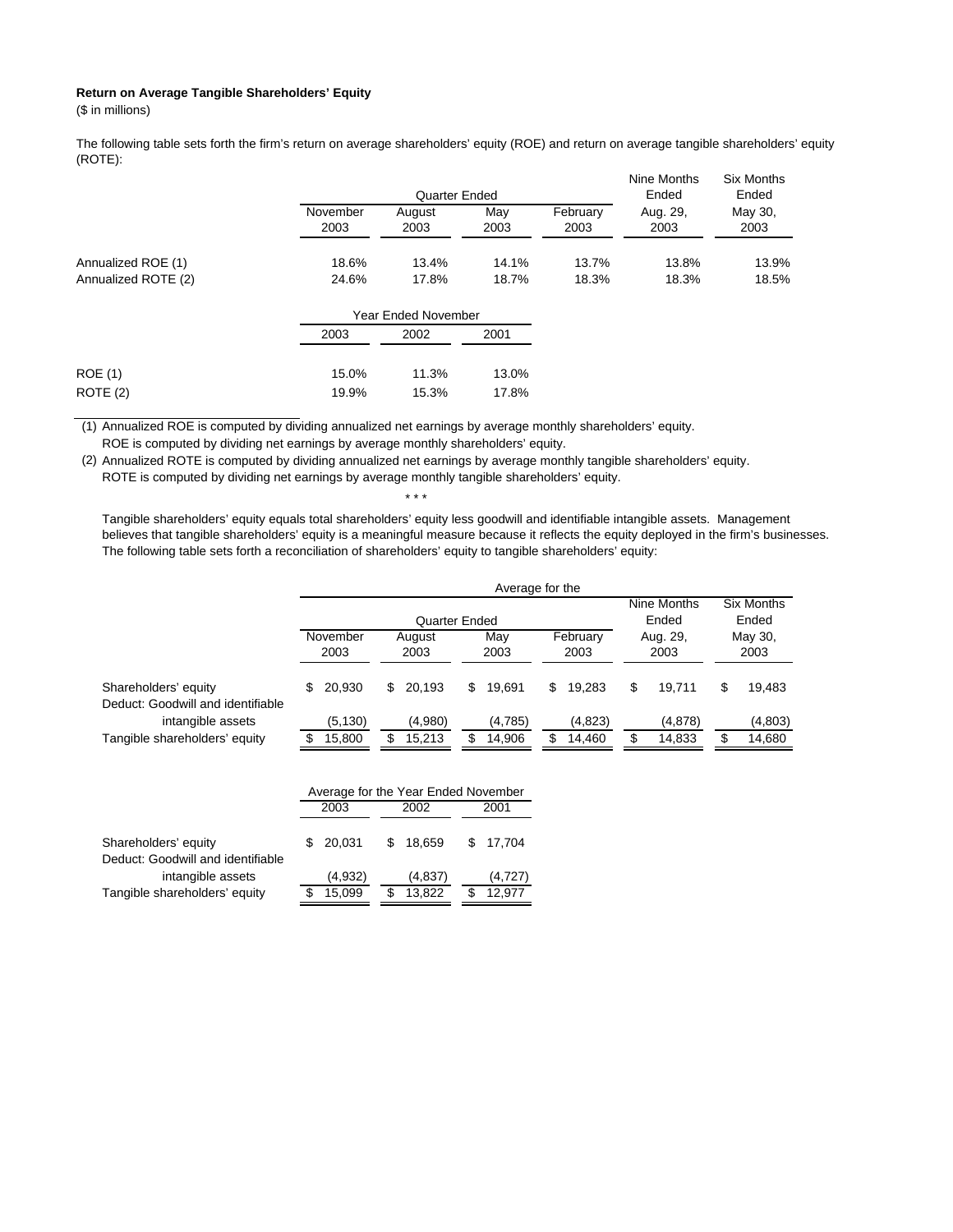**Return on Average Tangible Shareholders' Equity**

($ in millions)

The following table sets forth the firm's return on average shareholders' equity (ROE) and return on average tangible shareholders' equity (ROTE):

| | Quarter Ended | | | | Nine Months Ended | Six Months Ended |
|---|---|---|---|---|---|---|
| | November 2003 | August 2003 | May 2003 | February 2003 | Aug. 29, 2003 | May 30, 2003 |
| Annualized ROE (1) | 18.6% | 13.4% | 14.1% | 13.7% | 13.8% | 13.9% |
| Annualized ROTE (2) | 24.6% | 17.8% | 18.7% | 18.3% | 18.3% | 18.5% |

| | Year Ended November | | |
|---|---|---|---|
| | 2003 | 2002 | 2001 |
| ROE (1) | 15.0% | 11.3% | 13.0% |
| ROTE (2) | 19.9% | 15.3% | 17.8% |

(1) Annualized ROE is computed by dividing annualized net earnings by average monthly shareholders' equity. ROE is computed by dividing net earnings by average monthly shareholders' equity.

(2) Annualized ROTE is computed by dividing annualized net earnings by average monthly tangible shareholders' equity. ROTE is computed by dividing net earnings by average monthly tangible shareholders' equity.

\* \* \*

Tangible shareholders' equity equals total shareholders' equity less goodwill and identifiable intangible assets. Management believes that tangible shareholders' equity is a meaningful measure because it reflects the equity deployed in the firm's businesses. The following table sets forth a reconciliation of shareholders' equity to tangible shareholders' equity:

| | Average for the | | | | | |
|---|---|---|---|---|---|---|
| | Quarter Ended | | | | Nine Months Ended | Six Months Ended |
| | November 2003 | August 2003 | May 2003 | February 2003 | Aug. 29, 2003 | May 30, 2003 |
| Shareholders' equity | $ 20,930 | $ 20,193 | $ 19,691 | $ 19,283 | $ 19,711 | $ 19,483 |
| Deduct: Goodwill and identifiable intangible assets | (5,130) | (4,980) | (4,785) | (4,823) | (4,878) | (4,803) |
| Tangible shareholders' equity | $ 15,800 | $ 15,213 | $ 14,906 | $ 14,460 | $ 14,833 | $ 14,680 |

| | Average for the Year Ended November | | |
|---|---|---|---|
| | 2003 | 2002 | 2001 |
| Shareholders' equity | $ 20,031 | $ 18,659 | $ 17,704 |
| Deduct: Goodwill and identifiable intangible assets | (4,932) | (4,837) | (4,727) |
| Tangible shareholders' equity | $ 15,099 | $ 13,822 | $ 12,977 |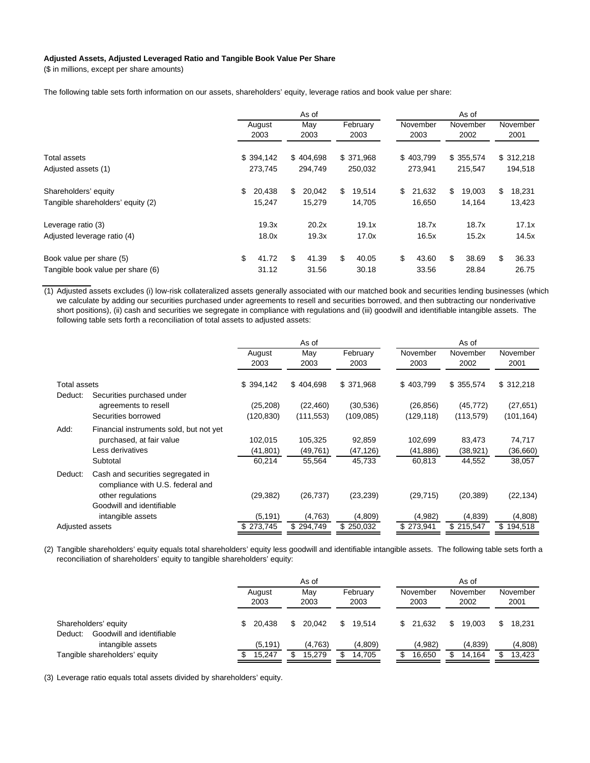**Adjusted Assets, Adjusted Leveraged Ratio and Tangible Book Value Per Share**

($ in millions, except per share amounts)

The following table sets forth information on our assets, shareholders' equity, leverage ratios and book value per share:

| | As of | | | As of | | |
|---|---|---|---|---|---|---|
| | August 2003 | May 2003 | February 2003 | November 2003 | November 2002 | November 2001 |
| Total assets | $ 394,142 | $ 404,698 | $ 371,968 | $ 403,799 | $ 355,574 | $ 312,218 |
| Adjusted assets (1) | 273,745 | 294,749 | 250,032 | 273,941 | 215,547 | 194,518 |
| Shareholders' equity | $ 20,438 | $ 20,042 | $ 19,514 | $ 21,632 | $ 19,003 | $ 18,231 |
| Tangible shareholders' equity (2) | 15,247 | 15,279 | 14,705 | 16,650 | 14,164 | 13,423 |
| Leverage ratio (3) | 19.3x | 20.2x | 19.1x | 18.7x | 18.7x | 17.1x |
| Adjusted leverage ratio (4) | 18.0x | 19.3x | 17.0x | 16.5x | 15.2x | 14.5x |
| Book value per share (5) | $ 41.72 | $ 41.39 | $ 40.05 | $ 43.60 | $ 38.69 | $ 36.33 |
| Tangible book value per share (6) | 31.12 | 31.56 | 30.18 | 33.56 | 28.84 | 26.75 |

(1) Adjusted assets excludes (i) low-risk collateralized assets generally associated with our matched book and securities lending businesses (which we calculate by adding our securities purchased under agreements to resell and securities borrowed, and then subtracting our nonderivative short positions), (ii) cash and securities we segregate in compliance with regulations and (iii) goodwill and identifiable intangible assets. The following table sets forth a reconciliation of total assets to adjusted assets:

| | | As of | | | As of | | |
|---|---|---|---|---|---|---|---|
| | | August 2003 | May 2003 | February 2003 | November 2003 | November 2002 | November 2001 |
| Total assets | | $ 394,142 | $ 404,698 | $ 371,968 | $ 403,799 | $ 355,574 | $ 312,218 |
| Deduct: | Securities purchased under agreements to resell | (25,208) | (22,460) | (30,536) | (26,856) | (45,772) | (27,651) |
| | Securities borrowed | (120,830) | (111,553) | (109,085) | (129,118) | (113,579) | (101,164) |
| Add: | Financial instruments sold, but not yet purchased, at fair value | 102,015 | 105,325 | 92,859 | 102,699 | 83,473 | 74,717 |
| | Less derivatives | (41,801) | (49,761) | (47,126) | (41,886) | (38,921) | (36,660) |
| | Subtotal | 60,214 | 55,564 | 45,733 | 60,813 | 44,552 | 38,057 |
| Deduct: | Cash and securities segregated in compliance with U.S. federal and other regulations | (29,382) | (26,737) | (23,239) | (29,715) | (20,389) | (22,134) |
| | Goodwill and identifiable intangible assets | (5,191) | (4,763) | (4,809) | (4,982) | (4,839) | (4,808) |
| Adjusted assets | | $ 273,745 | $ 294,749 | $ 250,032 | $ 273,941 | $ 215,547 | $ 194,518 |

(2) Tangible shareholders' equity equals total shareholders' equity less goodwill and identifiable intangible assets. The following table sets forth a reconciliation of shareholders' equity to tangible shareholders' equity:

| | | As of | | | As of | | |
|---|---|---|---|---|---|---|---|
| | | August 2003 | May 2003 | February 2003 | November 2003 | November 2002 | November 2001 |
| Shareholders' equity | | $ 20,438 | $ 20,042 | $ 19,514 | $ 21,632 | $ 19,003 | $ 18,231 |
| Deduct: | Goodwill and identifiable intangible assets | (5,191) | (4,763) | (4,809) | (4,982) | (4,839) | (4,808) |
| Tangible shareholders' equity | | $ 15,247 | $ 15,279 | $ 14,705 | $ 16,650 | $ 14,164 | $ 13,423 |

(3) Leverage ratio equals total assets divided by shareholders' equity.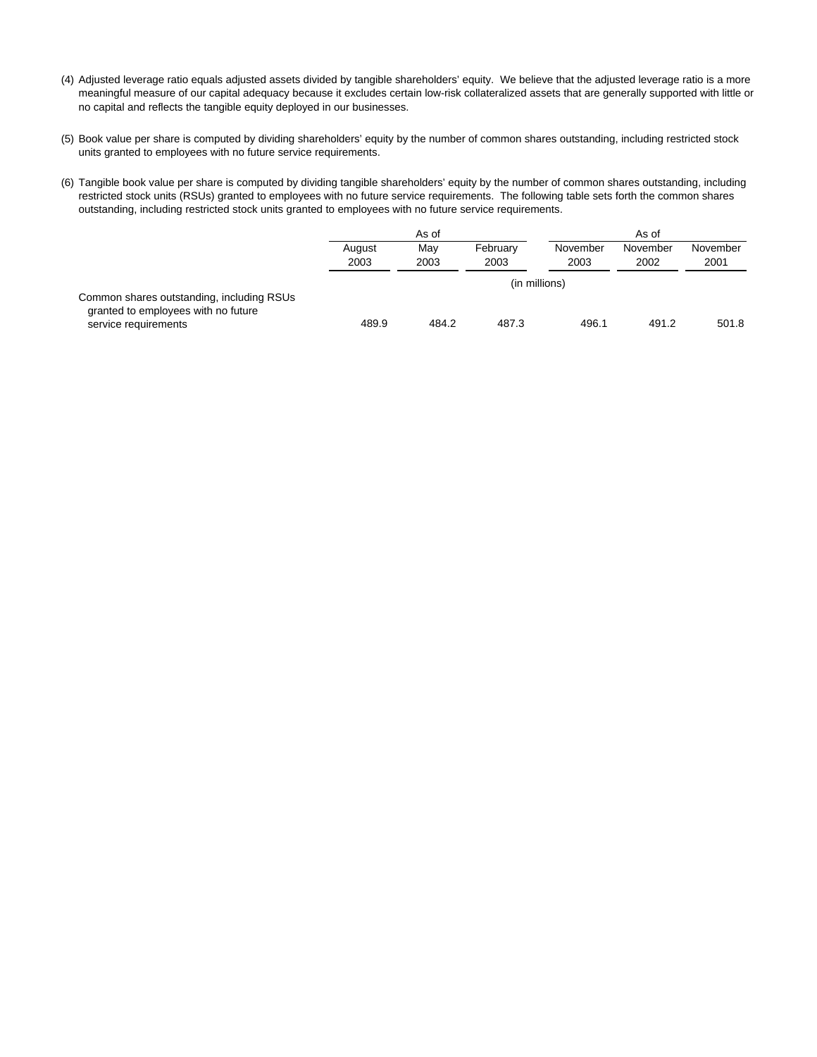(4) Adjusted leverage ratio equals adjusted assets divided by tangible shareholders' equity. We believe that the adjusted leverage ratio is a more meaningful measure of our capital adequacy because it excludes certain low-risk collateralized assets that are generally supported with little or no capital and reflects the tangible equity deployed in our businesses.

(5) Book value per share is computed by dividing shareholders' equity by the number of common shares outstanding, including restricted stock units granted to employees with no future service requirements.

(6) Tangible book value per share is computed by dividing tangible shareholders' equity by the number of common shares outstanding, including restricted stock units (RSUs) granted to employees with no future service requirements. The following table sets forth the common shares outstanding, including restricted stock units granted to employees with no future service requirements.

| | As of | | | As of | | |
|---|---|---|---|---|---|---|
| | August 2003 | May 2003 | February 2003 | November 2003 | November 2002 | November 2001 |
| | (in millions) | | | | | |
| Common shares outstanding, including RSUs granted to employees with no future service requirements | 489.9 | 484.2 | 487.3 | 496.1 | 491.2 | 501.8 |